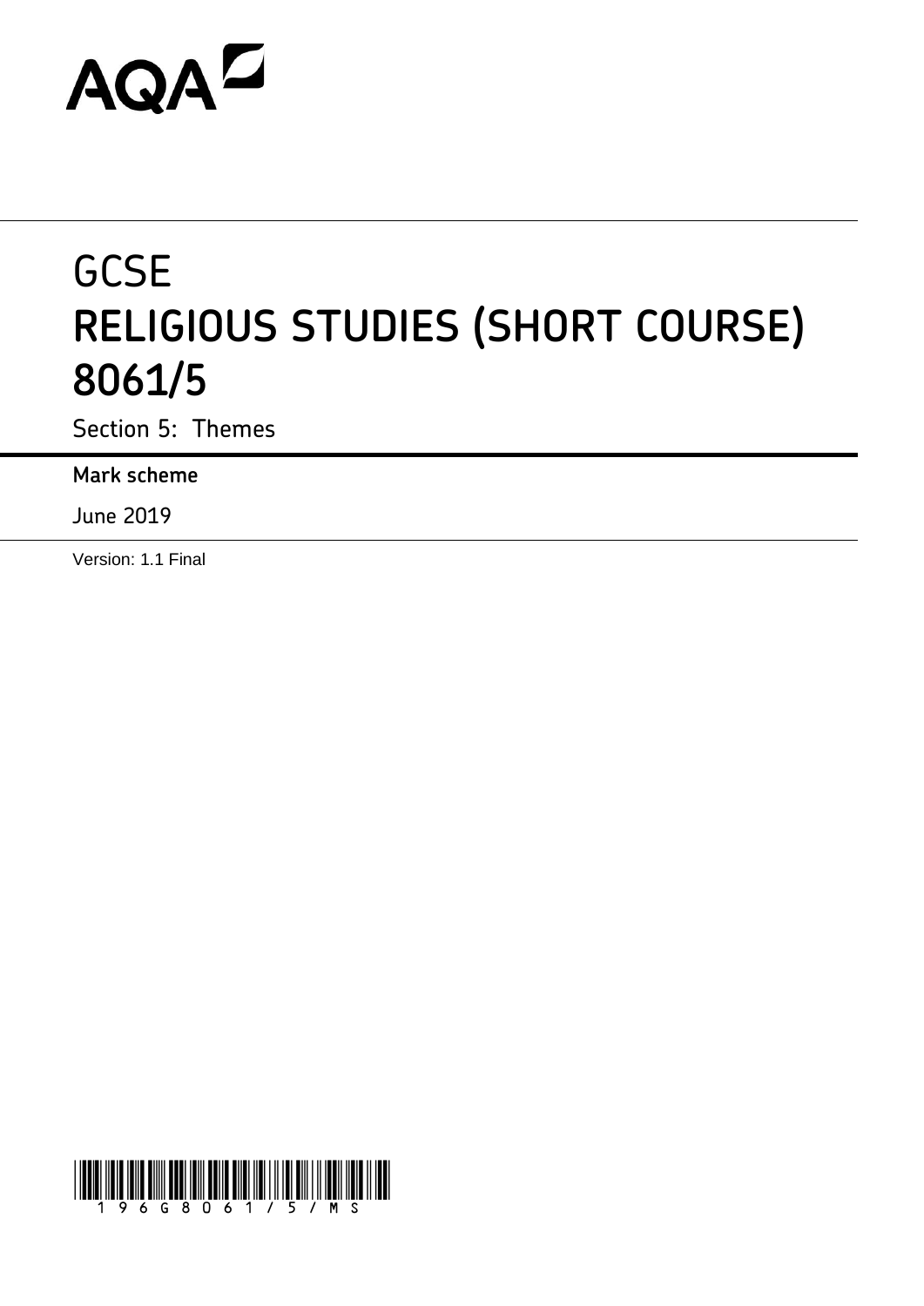AQA

# GCSE
# RELIGIOUS STUDIES (SHORT COURSE) 8061/5

Section 5: Themes

**Mark scheme**

June 2019

Version: 1.1 Final

196G8061/5/MS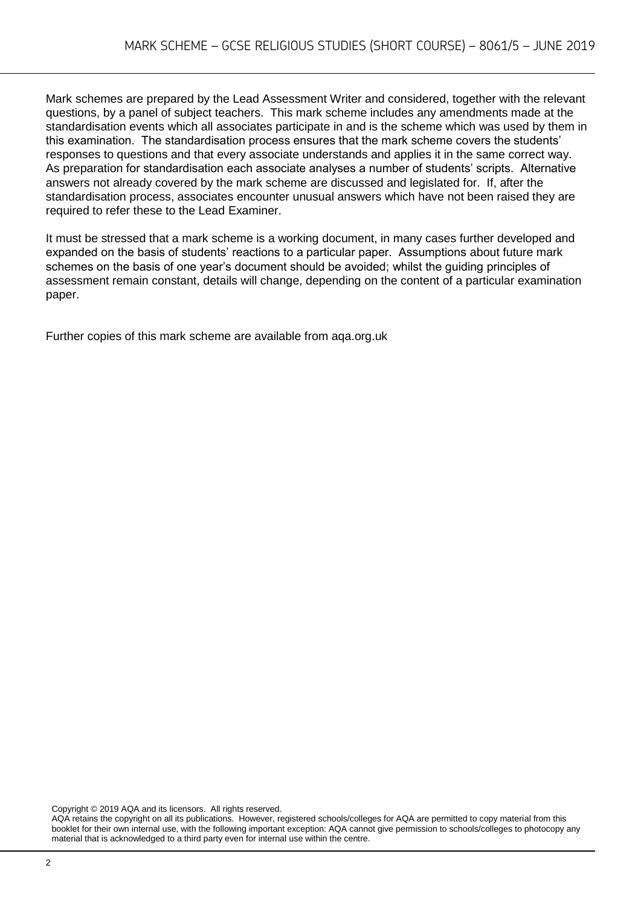Mark schemes are prepared by the Lead Assessment Writer and considered, together with the relevant questions, by a panel of subject teachers. This mark scheme includes any amendments made at the standardisation events which all associates participate in and is the scheme which was used by them in this examination. The standardisation process ensures that the mark scheme covers the students' responses to questions and that every associate understands and applies it in the same correct way. As preparation for standardisation each associate analyses a number of students' scripts. Alternative answers not already covered by the mark scheme are discussed and legislated for. If, after the standardisation process, associates encounter unusual answers which have not been raised they are required to refer these to the Lead Examiner.

It must be stressed that a mark scheme is a working document, in many cases further developed and expanded on the basis of students' reactions to a particular paper. Assumptions about future mark schemes on the basis of one year's document should be avoided; whilst the guiding principles of assessment remain constant, details will change, depending on the content of a particular examination paper.

Further copies of this mark scheme are available from aqa.org.uk

Copyright © 2019 AQA and its licensors. All rights reserved.
AQA retains the copyright on all its publications. However, registered schools/colleges for AQA are permitted to copy material from this booklet for their own internal use, with the following important exception: AQA cannot give permission to schools/colleges to photocopy any material that is acknowledged to a third party even for internal use within the centre.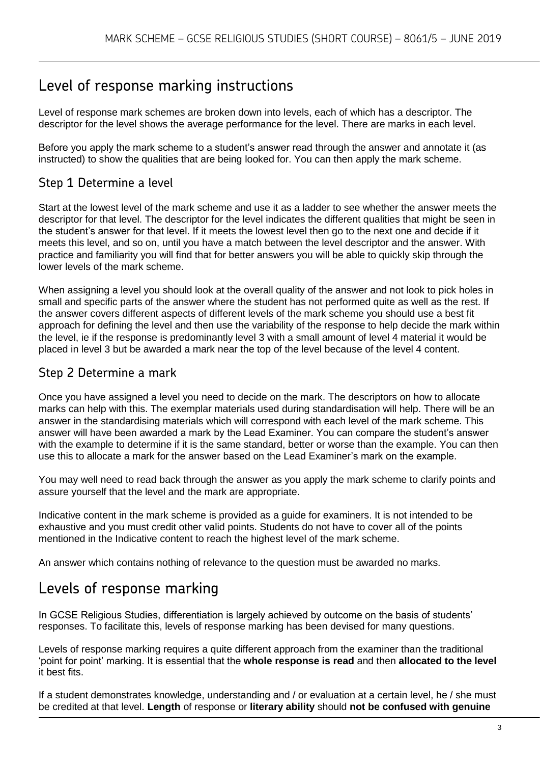## Level of response marking instructions

Level of response mark schemes are broken down into levels, each of which has a descriptor. The descriptor for the level shows the average performance for the level. There are marks in each level.

Before you apply the mark scheme to a student's answer read through the answer and annotate it (as instructed) to show the qualities that are being looked for. You can then apply the mark scheme.

### Step 1 Determine a level

Start at the lowest level of the mark scheme and use it as a ladder to see whether the answer meets the descriptor for that level. The descriptor for the level indicates the different qualities that might be seen in the student's answer for that level. If it meets the lowest level then go to the next one and decide if it meets this level, and so on, until you have a match between the level descriptor and the answer. With practice and familiarity you will find that for better answers you will be able to quickly skip through the lower levels of the mark scheme.

When assigning a level you should look at the overall quality of the answer and not look to pick holes in small and specific parts of the answer where the student has not performed quite as well as the rest. If the answer covers different aspects of different levels of the mark scheme you should use a best fit approach for defining the level and then use the variability of the response to help decide the mark within the level, ie if the response is predominantly level 3 with a small amount of level 4 material it would be placed in level 3 but be awarded a mark near the top of the level because of the level 4 content.

### Step 2 Determine a mark

Once you have assigned a level you need to decide on the mark. The descriptors on how to allocate marks can help with this. The exemplar materials used during standardisation will help. There will be an answer in the standardising materials which will correspond with each level of the mark scheme. This answer will have been awarded a mark by the Lead Examiner. You can compare the student's answer with the example to determine if it is the same standard, better or worse than the example. You can then use this to allocate a mark for the answer based on the Lead Examiner's mark on the example.

You may well need to read back through the answer as you apply the mark scheme to clarify points and assure yourself that the level and the mark are appropriate.

Indicative content in the mark scheme is provided as a guide for examiners. It is not intended to be exhaustive and you must credit other valid points. Students do not have to cover all of the points mentioned in the Indicative content to reach the highest level of the mark scheme.

An answer which contains nothing of relevance to the question must be awarded no marks.

## Levels of response marking

In GCSE Religious Studies, differentiation is largely achieved by outcome on the basis of students' responses. To facilitate this, levels of response marking has been devised for many questions.

Levels of response marking requires a quite different approach from the examiner than the traditional 'point for point' marking. It is essential that the **whole response is read** and then **allocated to the level** it best fits.

If a student demonstrates knowledge, understanding and / or evaluation at a certain level, he / she must be credited at that level. **Length** of response or **literary ability** should **not be confused with genuine**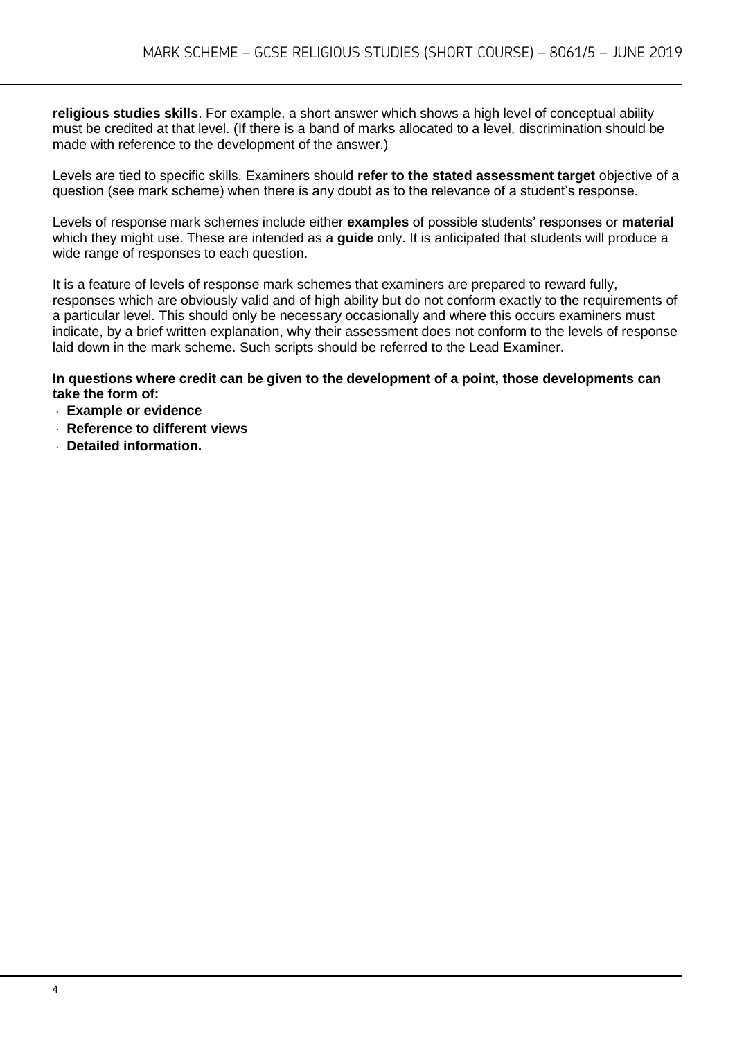**religious studies skills**. For example, a short answer which shows a high level of conceptual ability must be credited at that level. (If there is a band of marks allocated to a level, discrimination should be made with reference to the development of the answer.)

Levels are tied to specific skills. Examiners should **refer to the stated assessment target** objective of a question (see mark scheme) when there is any doubt as to the relevance of a student's response.

Levels of response mark schemes include either **examples** of possible students' responses or **material** which they might use. These are intended as a **guide** only. It is anticipated that students will produce a wide range of responses to each question.

It is a feature of levels of response mark schemes that examiners are prepared to reward fully, responses which are obviously valid and of high ability but do not conform exactly to the requirements of a particular level. This should only be necessary occasionally and where this occurs examiners must indicate, by a brief written explanation, why their assessment does not conform to the levels of response laid down in the mark scheme. Such scripts should be referred to the Lead Examiner.

**In questions where credit can be given to the development of a point, those developments can take the form of:**

- **Example or evidence**
- **Reference to different views**
- **Detailed information.**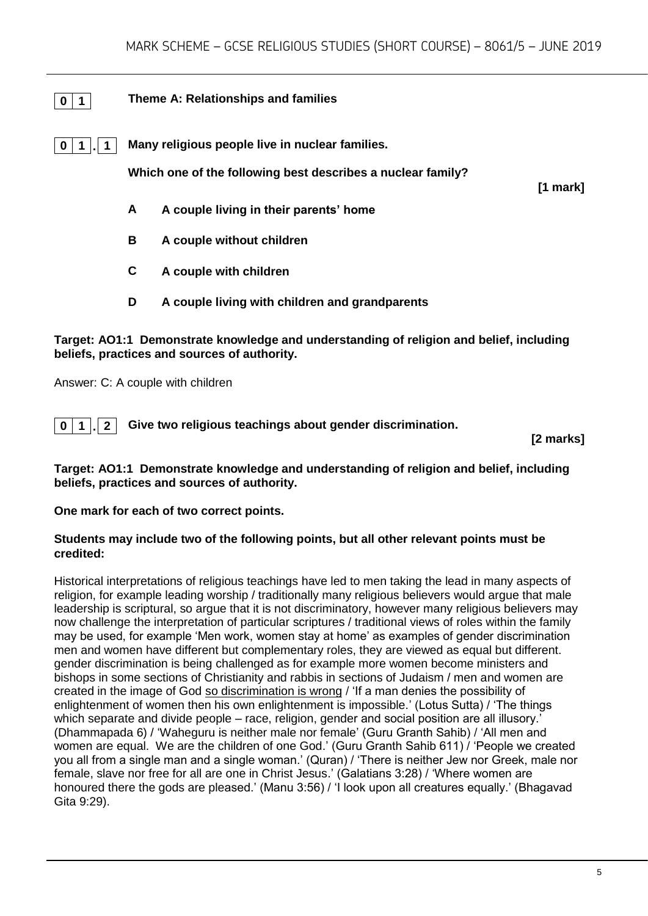## 0 1 Theme A: Relationships and families

### 0 1 . 1 Many religious people live in nuclear families.

**Which one of the following best describes a nuclear family?**

**[1 mark]**

- **A** **A couple living in their parents' home**
- **B** **A couple without children**
- **C** **A couple with children**
- **D** **A couple living with children and grandparents**

**Target: AO1:1 Demonstrate knowledge and understanding of religion and belief, including beliefs, practices and sources of authority.**

Answer: C: A couple with children

### 0 1 . 2 Give two religious teachings about gender discrimination.

**[2 marks]**

**Target: AO1:1 Demonstrate knowledge and understanding of religion and belief, including beliefs, practices and sources of authority.**

**One mark for each of two correct points.**

**Students may include two of the following points, but all other relevant points must be credited:**

Historical interpretations of religious teachings have led to men taking the lead in many aspects of religion, for example leading worship / traditionally many religious believers would argue that male leadership is scriptural, so argue that it is not discriminatory, however many religious believers may now challenge the interpretation of particular scriptures / traditional views of roles within the family may be used, for example 'Men work, women stay at home' as examples of gender discrimination men and women have different but complementary roles, they are viewed as equal but different. gender discrimination is being challenged as for example more women become ministers and bishops in some sections of Christianity and rabbis in sections of Judaism / men and women are created in the image of God <u>so discrimination is wrong</u> / 'If a man denies the possibility of enlightenment of women then his own enlightenment is impossible.' (Lotus Sutta) / 'The things which separate and divide people – race, religion, gender and social position are all illusory.' (Dhammapada 6) / 'Waheguru is neither male nor female' (Guru Granth Sahib) / 'All men and women are equal. We are the children of one God.' (Guru Granth Sahib 611) / 'People we created you all from a single man and a single woman.' (Quran) / 'There is neither Jew nor Greek, male nor female, slave nor free for all are one in Christ Jesus.' (Galatians 3:28) / 'Where women are honoured there the gods are pleased.' (Manu 3:56) / 'I look upon all creatures equally.' (Bhagavad Gita 9:29).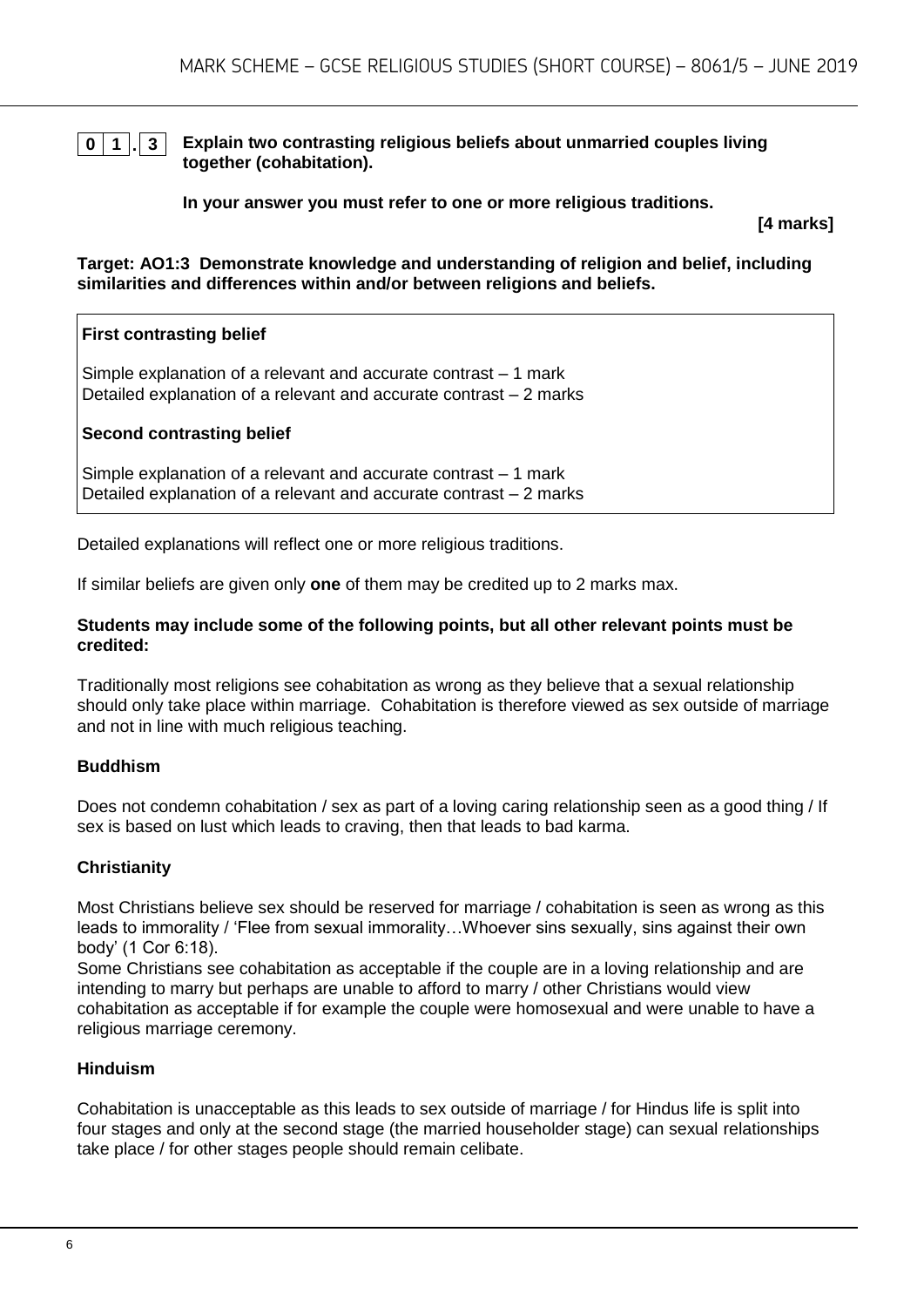**0 1 . 3** **Explain two contrasting religious beliefs about unmarried couples living together (cohabitation).**

**In your answer you must refer to one or more religious traditions.**

**[4 marks]**

**Target: AO1:3 Demonstrate knowledge and understanding of religion and belief, including similarities and differences within and/or between religions and beliefs.**

| **First contrasting belief** |
|---|
| Simple explanation of a relevant and accurate contrast – 1 mark<br>Detailed explanation of a relevant and accurate contrast – 2 marks |
| **Second contrasting belief** |
| Simple explanation of a relevant and accurate contrast – 1 mark<br>Detailed explanation of a relevant and accurate contrast – 2 marks |

Detailed explanations will reflect one or more religious traditions.

If similar beliefs are given only **one** of them may be credited up to 2 marks max.

**Students may include some of the following points, but all other relevant points must be credited:**

Traditionally most religions see cohabitation as wrong as they believe that a sexual relationship should only take place within marriage. Cohabitation is therefore viewed as sex outside of marriage and not in line with much religious teaching.

**Buddhism**

Does not condemn cohabitation / sex as part of a loving caring relationship seen as a good thing / If sex is based on lust which leads to craving, then that leads to bad karma.

**Christianity**

Most Christians believe sex should be reserved for marriage / cohabitation is seen as wrong as this leads to immorality / 'Flee from sexual immorality…Whoever sins sexually, sins against their own body' (1 Cor 6:18).

Some Christians see cohabitation as acceptable if the couple are in a loving relationship and are intending to marry but perhaps are unable to afford to marry / other Christians would view cohabitation as acceptable if for example the couple were homosexual and were unable to have a religious marriage ceremony.

**Hinduism**

Cohabitation is unacceptable as this leads to sex outside of marriage / for Hindus life is split into four stages and only at the second stage (the married householder stage) can sexual relationships take place / for other stages people should remain celibate.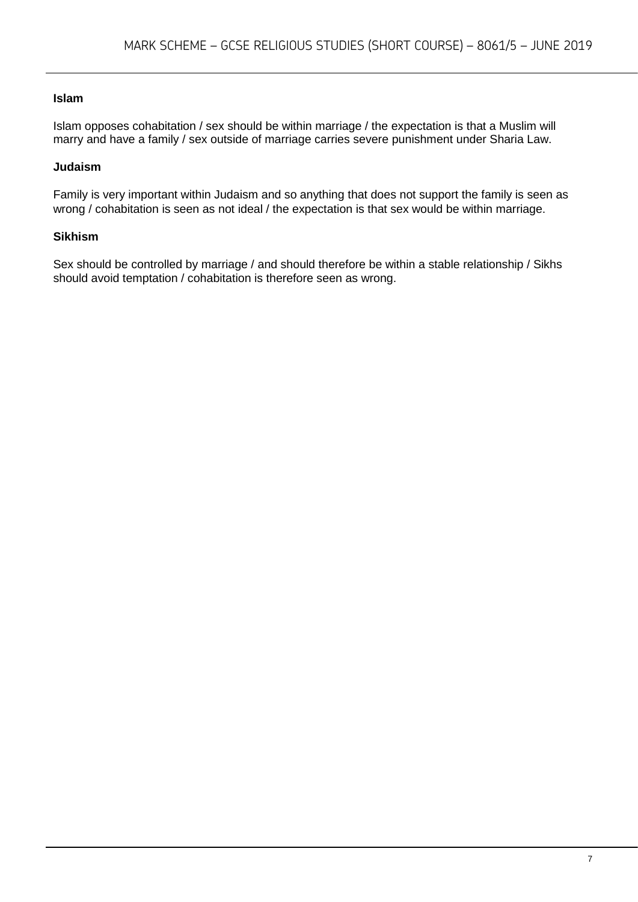**Islam**

Islam opposes cohabitation / sex should be within marriage / the expectation is that a Muslim will marry and have a family / sex outside of marriage carries severe punishment under Sharia Law.

**Judaism**

Family is very important within Judaism and so anything that does not support the family is seen as wrong / cohabitation is seen as not ideal / the expectation is that sex would be within marriage.

**Sikhism**

Sex should be controlled by marriage / and should therefore be within a stable relationship / Sikhs should avoid temptation / cohabitation is therefore seen as wrong.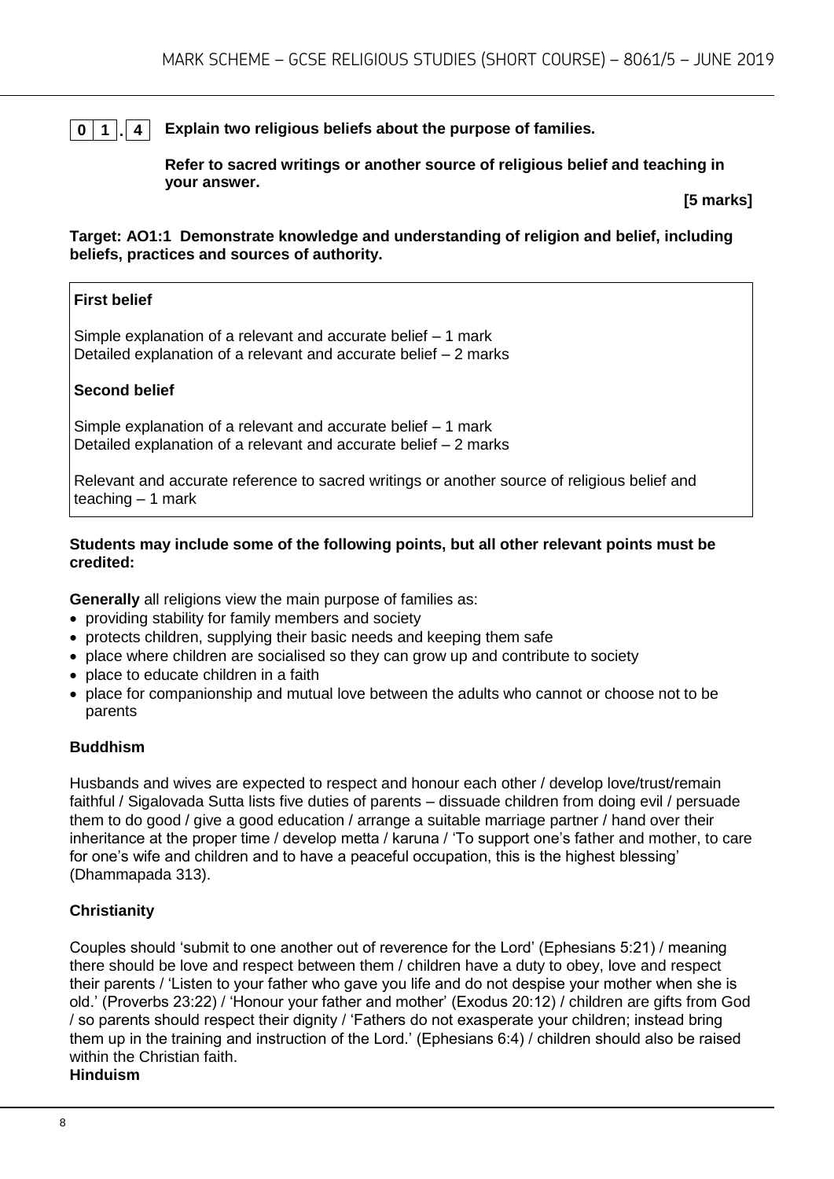**0 1 . 4** **Explain two religious beliefs about the purpose of families.**

**Refer to sacred writings or another source of religious belief and teaching in your answer.**

**[5 marks]**

**Target: AO1:1 Demonstrate knowledge and understanding of religion and belief, including beliefs, practices and sources of authority.**

**First belief**

Simple explanation of a relevant and accurate belief – 1 mark
Detailed explanation of a relevant and accurate belief – 2 marks

**Second belief**

Simple explanation of a relevant and accurate belief – 1 mark
Detailed explanation of a relevant and accurate belief – 2 marks

Relevant and accurate reference to sacred writings or another source of religious belief and teaching – 1 mark

**Students may include some of the following points, but all other relevant points must be credited:**

**Generally** all religions view the main purpose of families as:

- providing stability for family members and society
- protects children, supplying their basic needs and keeping them safe
- place where children are socialised so they can grow up and contribute to society
- place to educate children in a faith
- place for companionship and mutual love between the adults who cannot or choose not to be parents

**Buddhism**

Husbands and wives are expected to respect and honour each other / develop love/trust/remain faithful / Sigalovada Sutta lists five duties of parents – dissuade children from doing evil / persuade them to do good / give a good education / arrange a suitable marriage partner / hand over their inheritance at the proper time / develop metta / karuna / 'To support one's father and mother, to care for one's wife and children and to have a peaceful occupation, this is the highest blessing' (Dhammapada 313).

**Christianity**

Couples should 'submit to one another out of reverence for the Lord' (Ephesians 5:21) / meaning there should be love and respect between them / children have a duty to obey, love and respect their parents / 'Listen to your father who gave you life and do not despise your mother when she is old.' (Proverbs 23:22) / 'Honour your father and mother' (Exodus 20:12) / children are gifts from God / so parents should respect their dignity / 'Fathers do not exasperate your children; instead bring them up in the training and instruction of the Lord.' (Ephesians 6:4) / children should also be raised within the Christian faith.

**Hinduism**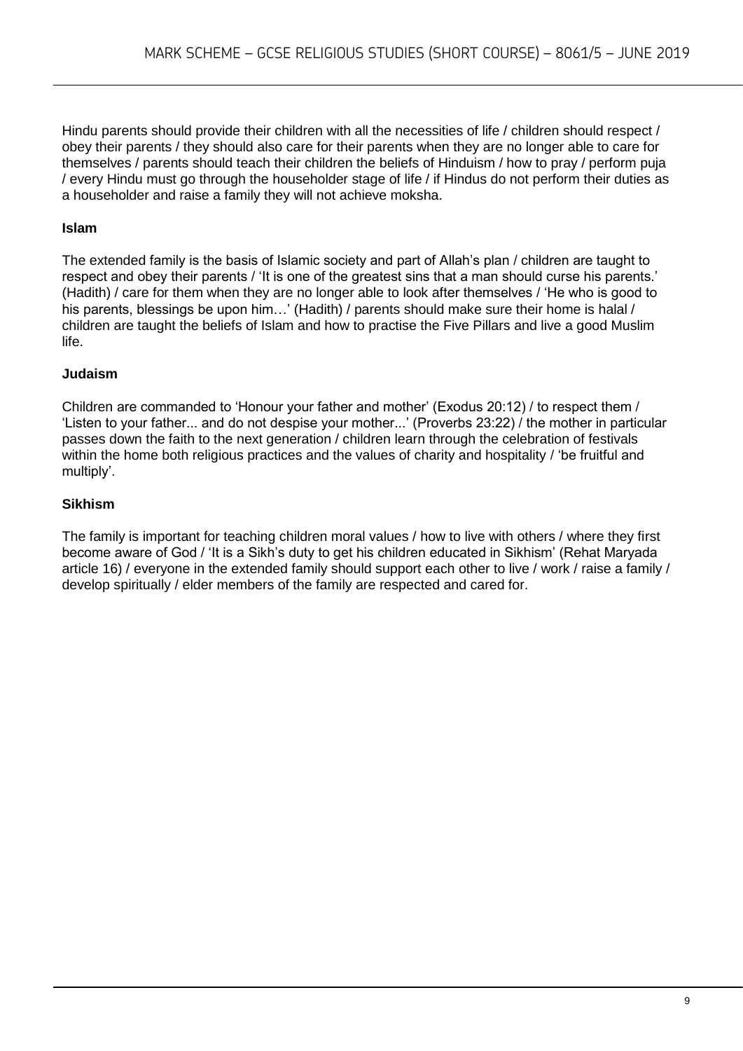Hindu parents should provide their children with all the necessities of life / children should respect / obey their parents / they should also care for their parents when they are no longer able to care for themselves / parents should teach their children the beliefs of Hinduism / how to pray / perform puja / every Hindu must go through the householder stage of life / if Hindus do not perform their duties as a householder and raise a family they will not achieve moksha.

**Islam**

The extended family is the basis of Islamic society and part of Allah's plan / children are taught to respect and obey their parents / 'It is one of the greatest sins that a man should curse his parents.' (Hadith) / care for them when they are no longer able to look after themselves / 'He who is good to his parents, blessings be upon him…' (Hadith) / parents should make sure their home is halal / children are taught the beliefs of Islam and how to practise the Five Pillars and live a good Muslim life.

**Judaism**

Children are commanded to 'Honour your father and mother' (Exodus 20:12) / to respect them / 'Listen to your father... and do not despise your mother...' (Proverbs 23:22) / the mother in particular passes down the faith to the next generation / children learn through the celebration of festivals within the home both religious practices and the values of charity and hospitality / 'be fruitful and multiply'.

**Sikhism**

The family is important for teaching children moral values / how to live with others / where they first become aware of God / 'It is a Sikh's duty to get his children educated in Sikhism' (Rehat Maryada article 16) / everyone in the extended family should support each other to live / work / raise a family / develop spiritually / elder members of the family are respected and cared for.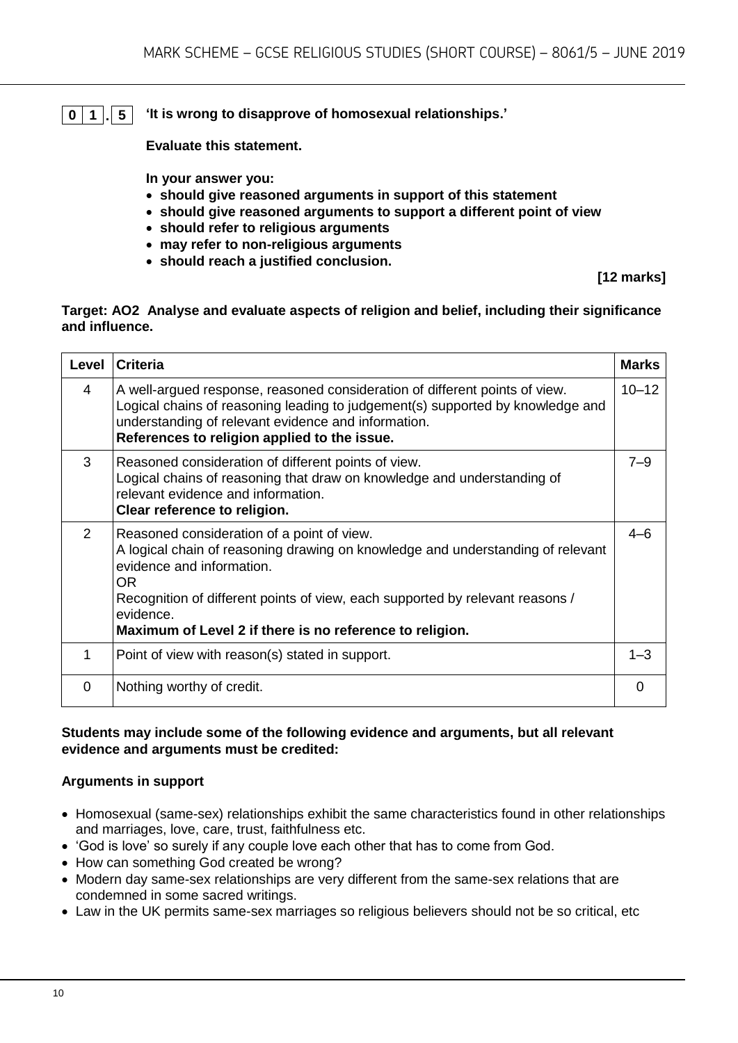**0 1 . 5** **'It is wrong to disapprove of homosexual relationships.'**

**Evaluate this statement.**

**In your answer you:**

- **should give reasoned arguments in support of this statement**
- **should give reasoned arguments to support a different point of view**
- **should refer to religious arguments**
- **may refer to non-religious arguments**
- **should reach a justified conclusion.**

**[12 marks]**

**Target: AO2 Analyse and evaluate aspects of religion and belief, including their significance and influence.**

| Level | Criteria | Marks |
|---|---|---|
| 4 | A well-argued response, reasoned consideration of different points of view. Logical chains of reasoning leading to judgement(s) supported by knowledge and understanding of relevant evidence and information. **References to religion applied to the issue.** | 10–12 |
| 3 | Reasoned consideration of different points of view. Logical chains of reasoning that draw on knowledge and understanding of relevant evidence and information. **Clear reference to religion.** | 7–9 |
| 2 | Reasoned consideration of a point of view. A logical chain of reasoning drawing on knowledge and understanding of relevant evidence and information. OR Recognition of different points of view, each supported by relevant reasons / evidence. **Maximum of Level 2 if there is no reference to religion.** | 4–6 |
| 1 | Point of view with reason(s) stated in support. | 1–3 |
| 0 | Nothing worthy of credit. | 0 |

**Students may include some of the following evidence and arguments, but all relevant evidence and arguments must be credited:**

**Arguments in support**

- Homosexual (same-sex) relationships exhibit the same characteristics found in other relationships and marriages, love, care, trust, faithfulness etc.
- 'God is love' so surely if any couple love each other that has to come from God.
- How can something God created be wrong?
- Modern day same-sex relationships are very different from the same-sex relations that are condemned in some sacred writings.
- Law in the UK permits same-sex marriages so religious believers should not be so critical, etc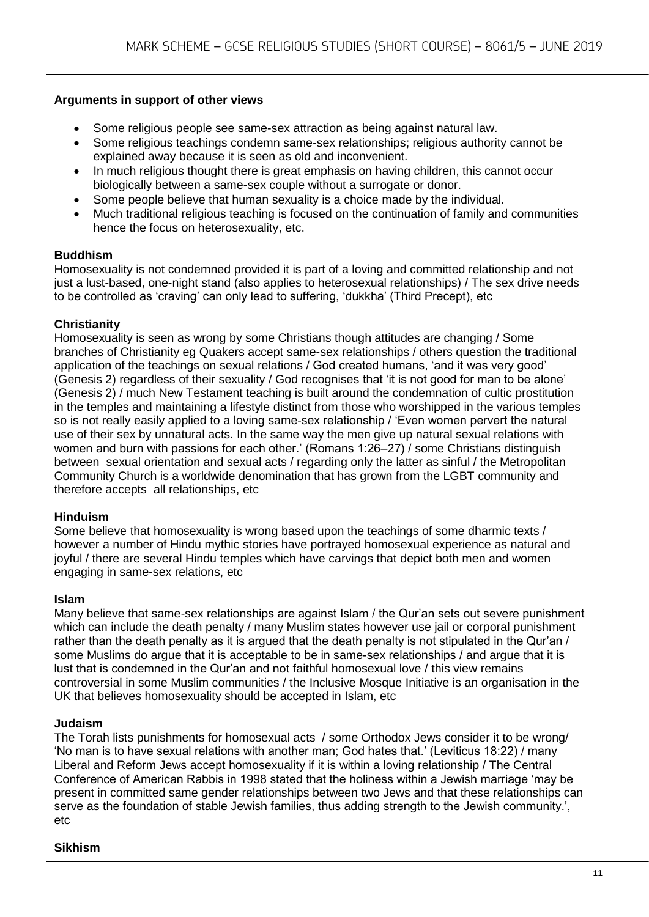**Arguments in support of other views**

- Some religious people see same-sex attraction as being against natural law.
- Some religious teachings condemn same-sex relationships; religious authority cannot be explained away because it is seen as old and inconvenient.
- In much religious thought there is great emphasis on having children, this cannot occur biologically between a same-sex couple without a surrogate or donor.
- Some people believe that human sexuality is a choice made by the individual.
- Much traditional religious teaching is focused on the continuation of family and communities hence the focus on heterosexuality, etc.

**Buddhism**

Homosexuality is not condemned provided it is part of a loving and committed relationship and not just a lust-based, one-night stand (also applies to heterosexual relationships) / The sex drive needs to be controlled as 'craving' can only lead to suffering, 'dukkha' (Third Precept), etc

**Christianity**

Homosexuality is seen as wrong by some Christians though attitudes are changing / Some branches of Christianity eg Quakers accept same-sex relationships / others question the traditional application of the teachings on sexual relations / God created humans, 'and it was very good' (Genesis 2) regardless of their sexuality / God recognises that 'it is not good for man to be alone' (Genesis 2) / much New Testament teaching is built around the condemnation of cultic prostitution in the temples and maintaining a lifestyle distinct from those who worshipped in the various temples so is not really easily applied to a loving same-sex relationship / 'Even women pervert the natural use of their sex by unnatural acts. In the same way the men give up natural sexual relations with women and burn with passions for each other.' (Romans 1:26–27) / some Christians distinguish between sexual orientation and sexual acts / regarding only the latter as sinful / the Metropolitan Community Church is a worldwide denomination that has grown from the LGBT community and therefore accepts all relationships, etc

**Hinduism**

Some believe that homosexuality is wrong based upon the teachings of some dharmic texts / however a number of Hindu mythic stories have portrayed homosexual experience as natural and joyful / there are several Hindu temples which have carvings that depict both men and women engaging in same-sex relations, etc

**Islam**

Many believe that same-sex relationships are against Islam / the Qur'an sets out severe punishment which can include the death penalty / many Muslim states however use jail or corporal punishment rather than the death penalty as it is argued that the death penalty is not stipulated in the Qur'an / some Muslims do argue that it is acceptable to be in same-sex relationships / and argue that it is lust that is condemned in the Qur'an and not faithful homosexual love / this view remains controversial in some Muslim communities / the Inclusive Mosque Initiative is an organisation in the UK that believes homosexuality should be accepted in Islam, etc

**Judaism**

The Torah lists punishments for homosexual acts / some Orthodox Jews consider it to be wrong/ 'No man is to have sexual relations with another man; God hates that.' (Leviticus 18:22) / many Liberal and Reform Jews accept homosexuality if it is within a loving relationship / The Central Conference of American Rabbis in 1998 stated that the holiness within a Jewish marriage 'may be present in committed same gender relationships between two Jews and that these relationships can serve as the foundation of stable Jewish families, thus adding strength to the Jewish community.', etc

**Sikhism**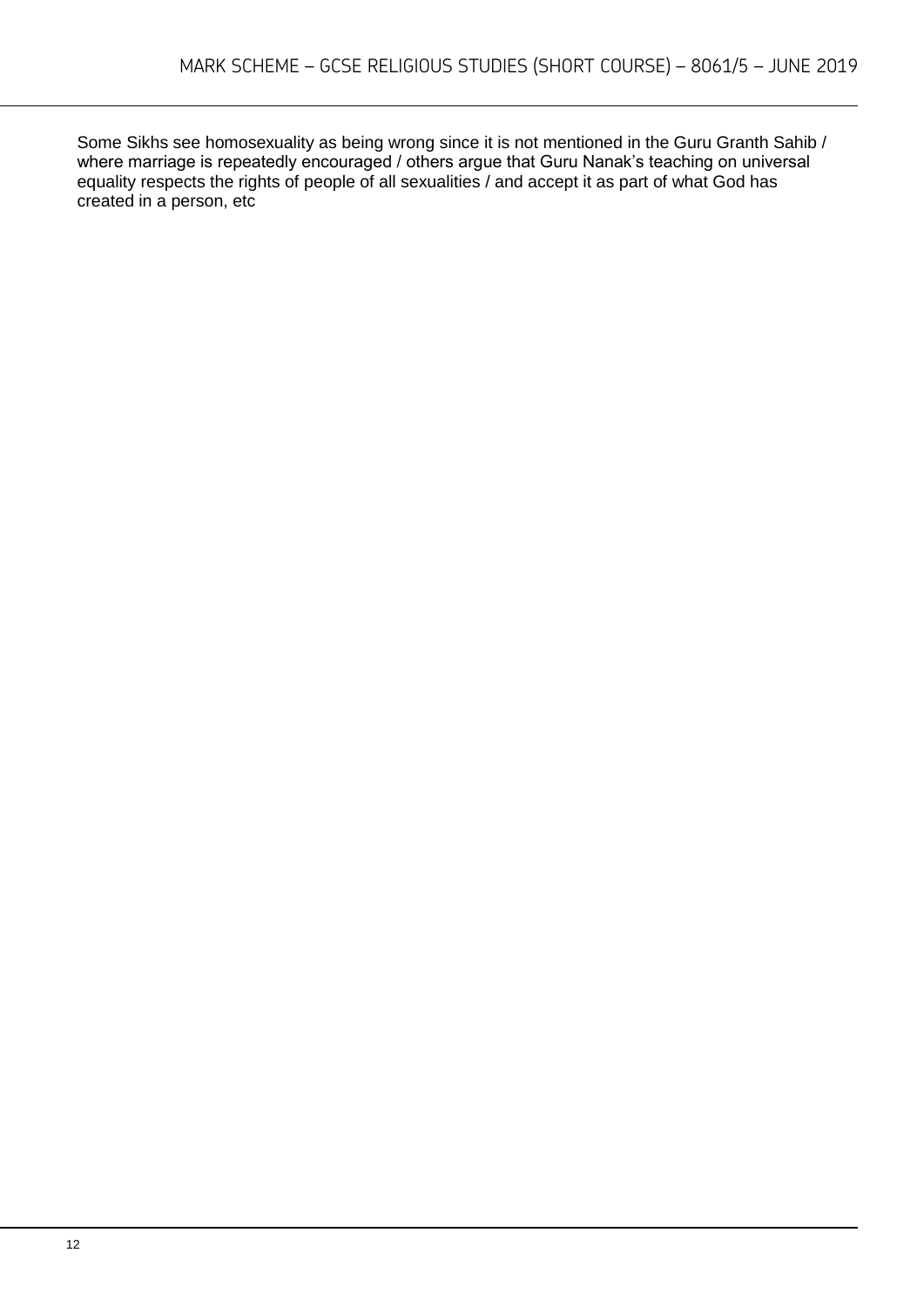Some Sikhs see homosexuality as being wrong since it is not mentioned in the Guru Granth Sahib / where marriage is repeatedly encouraged / others argue that Guru Nanak's teaching on universal equality respects the rights of people of all sexualities / and accept it as part of what God has created in a person, etc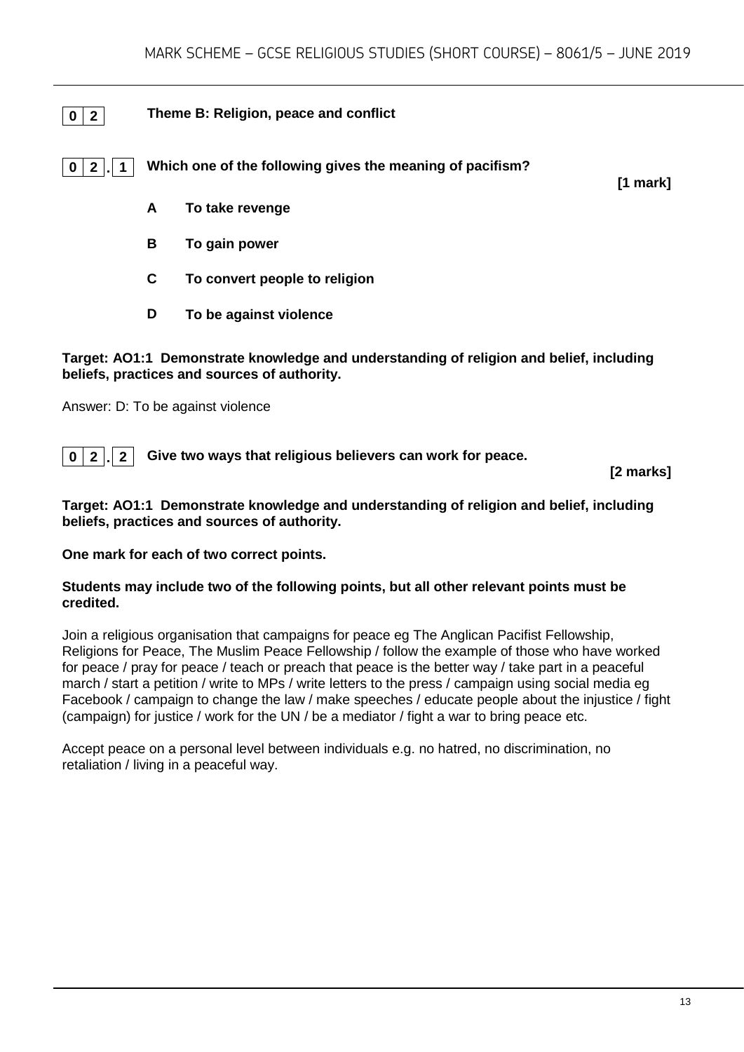## 0 2 Theme B: Religion, peace and conflict

**0 2 . 1 Which one of the following gives the meaning of pacifism?**

**[1 mark]**

**A** **To take revenge**

**B** **To gain power**

**C** **To convert people to religion**

**D** **To be against violence**

**Target: AO1:1 Demonstrate knowledge and understanding of religion and belief, including beliefs, practices and sources of authority.**

Answer: D: To be against violence

**0 2 . 2 Give two ways that religious believers can work for peace.**

**[2 marks]**

**Target: AO1:1 Demonstrate knowledge and understanding of religion and belief, including beliefs, practices and sources of authority.**

**One mark for each of two correct points.**

**Students may include two of the following points, but all other relevant points must be credited.**

Join a religious organisation that campaigns for peace eg The Anglican Pacifist Fellowship, Religions for Peace, The Muslim Peace Fellowship / follow the example of those who have worked for peace / pray for peace / teach or preach that peace is the better way / take part in a peaceful march / start a petition / write to MPs / write letters to the press / campaign using social media eg Facebook / campaign to change the law / make speeches / educate people about the injustice / fight (campaign) for justice / work for the UN / be a mediator / fight a war to bring peace etc.

Accept peace on a personal level between individuals e.g. no hatred, no discrimination, no retaliation / living in a peaceful way.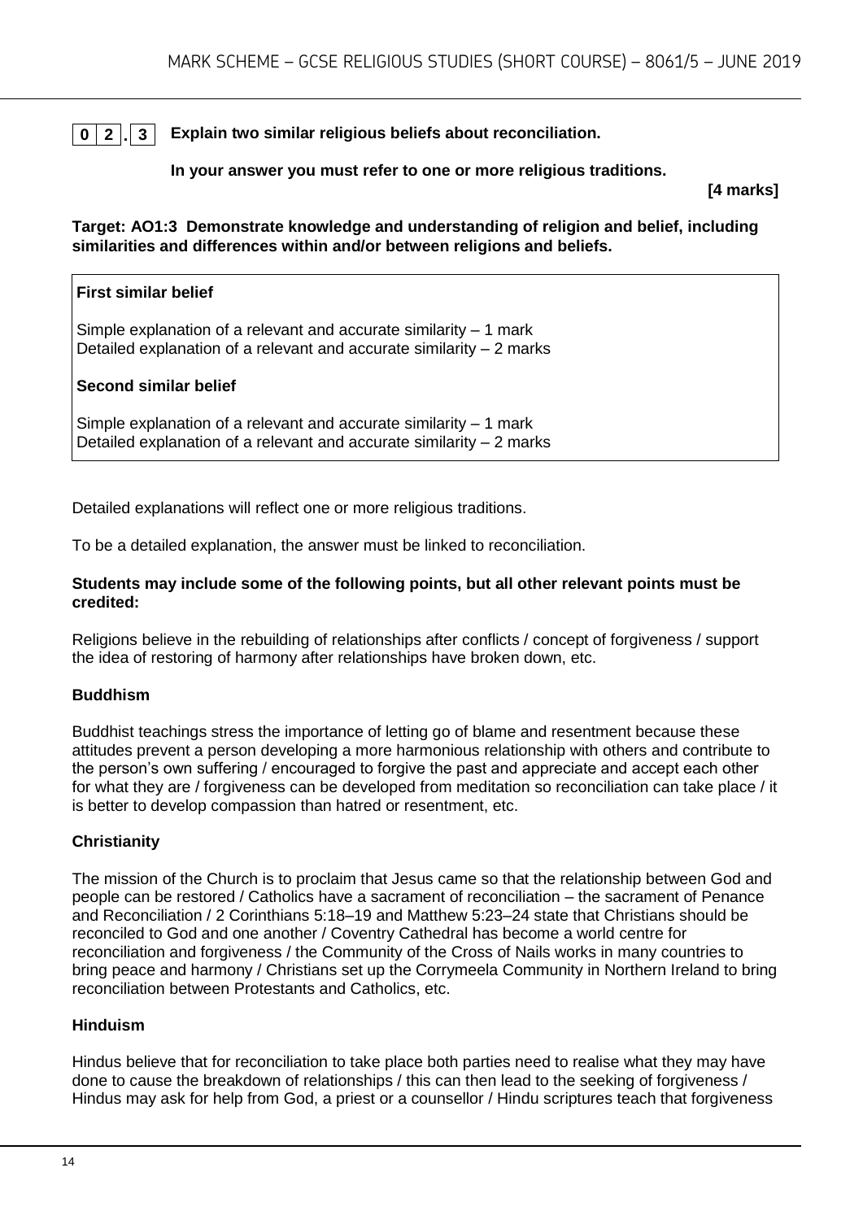**0 2 . 3** **Explain two similar religious beliefs about reconciliation.**

**In your answer you must refer to one or more religious traditions.**

**[4 marks]**

**Target: AO1:3 Demonstrate knowledge and understanding of religion and belief, including similarities and differences within and/or between religions and beliefs.**

**First similar belief**

Simple explanation of a relevant and accurate similarity – 1 mark
Detailed explanation of a relevant and accurate similarity – 2 marks

**Second similar belief**

Simple explanation of a relevant and accurate similarity – 1 mark
Detailed explanation of a relevant and accurate similarity – 2 marks

Detailed explanations will reflect one or more religious traditions.

To be a detailed explanation, the answer must be linked to reconciliation.

**Students may include some of the following points, but all other relevant points must be credited:**

Religions believe in the rebuilding of relationships after conflicts / concept of forgiveness / support the idea of restoring of harmony after relationships have broken down, etc.

**Buddhism**

Buddhist teachings stress the importance of letting go of blame and resentment because these attitudes prevent a person developing a more harmonious relationship with others and contribute to the person's own suffering / encouraged to forgive the past and appreciate and accept each other for what they are / forgiveness can be developed from meditation so reconciliation can take place / it is better to develop compassion than hatred or resentment, etc.

**Christianity**

The mission of the Church is to proclaim that Jesus came so that the relationship between God and people can be restored / Catholics have a sacrament of reconciliation – the sacrament of Penance and Reconciliation / 2 Corinthians 5:18–19 and Matthew 5:23–24 state that Christians should be reconciled to God and one another / Coventry Cathedral has become a world centre for reconciliation and forgiveness / the Community of the Cross of Nails works in many countries to bring peace and harmony / Christians set up the Corrymeela Community in Northern Ireland to bring reconciliation between Protestants and Catholics, etc.

**Hinduism**

Hindus believe that for reconciliation to take place both parties need to realise what they may have done to cause the breakdown of relationships / this can then lead to the seeking of forgiveness / Hindus may ask for help from God, a priest or a counsellor / Hindu scriptures teach that forgiveness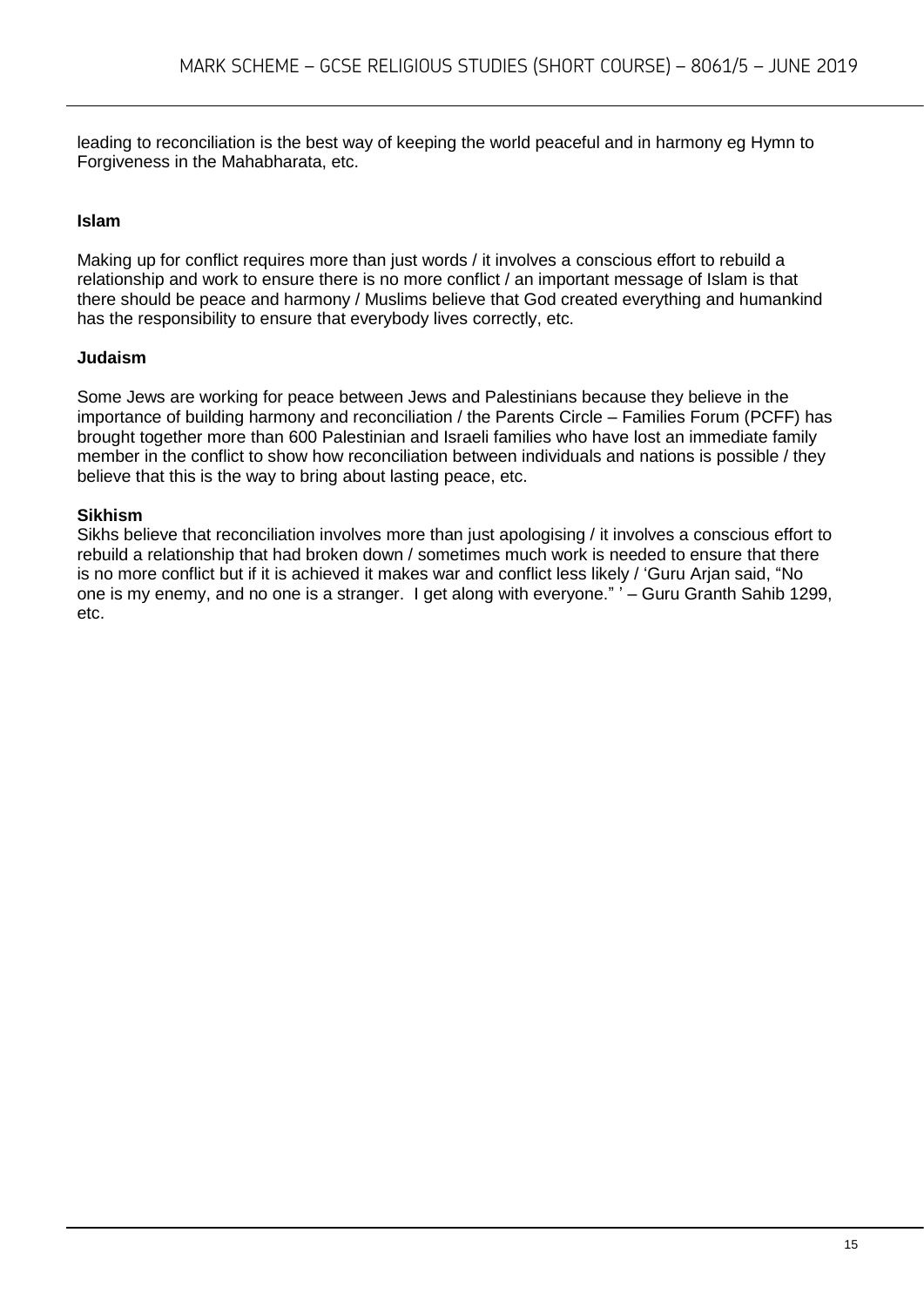leading to reconciliation is the best way of keeping the world peaceful and in harmony eg Hymn to Forgiveness in the Mahabharata, etc.

**Islam**

Making up for conflict requires more than just words / it involves a conscious effort to rebuild a relationship and work to ensure there is no more conflict / an important message of Islam is that there should be peace and harmony / Muslims believe that God created everything and humankind has the responsibility to ensure that everybody lives correctly, etc.

**Judaism**

Some Jews are working for peace between Jews and Palestinians because they believe in the importance of building harmony and reconciliation / the Parents Circle – Families Forum (PCFF) has brought together more than 600 Palestinian and Israeli families who have lost an immediate family member in the conflict to show how reconciliation between individuals and nations is possible / they believe that this is the way to bring about lasting peace, etc.

**Sikhism**

Sikhs believe that reconciliation involves more than just apologising / it involves a conscious effort to rebuild a relationship that had broken down / sometimes much work is needed to ensure that there is no more conflict but if it is achieved it makes war and conflict less likely / 'Guru Arjan said, "No one is my enemy, and no one is a stranger. I get along with everyone." ' – Guru Granth Sahib 1299, etc.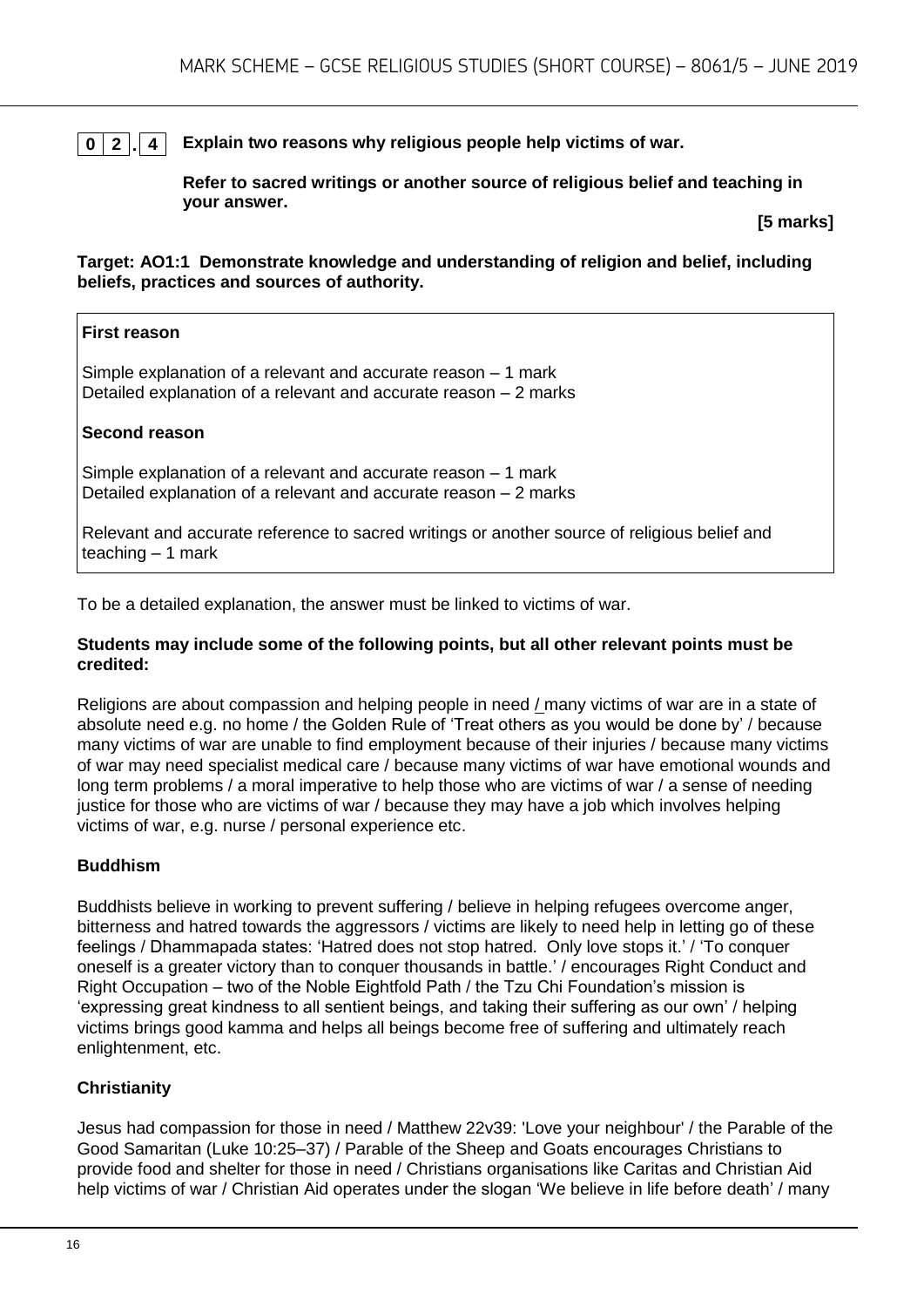**0 2 . 4** **Explain two reasons why religious people help victims of war.**

**Refer to sacred writings or another source of religious belief and teaching in your answer.**

**[5 marks]**

**Target: AO1:1 Demonstrate knowledge and understanding of religion and belief, including beliefs, practices and sources of authority.**

| **First reason**<br><br>Simple explanation of a relevant and accurate reason – 1 mark<br>Detailed explanation of a relevant and accurate reason – 2 marks<br><br>**Second reason**<br><br>Simple explanation of a relevant and accurate reason – 1 mark<br>Detailed explanation of a relevant and accurate reason – 2 marks<br><br>Relevant and accurate reference to sacred writings or another source of religious belief and teaching – 1 mark |
|---|

To be a detailed explanation, the answer must be linked to victims of war.

**Students may include some of the following points, but all other relevant points must be credited:**

Religions are about compassion and helping people in need / many victims of war are in a state of absolute need e.g. no home / the Golden Rule of 'Treat others as you would be done by' / because many victims of war are unable to find employment because of their injuries / because many victims of war may need specialist medical care / because many victims of war have emotional wounds and long term problems / a moral imperative to help those who are victims of war / a sense of needing justice for those who are victims of war / because they may have a job which involves helping victims of war, e.g. nurse / personal experience etc.

**Buddhism**

Buddhists believe in working to prevent suffering / believe in helping refugees overcome anger, bitterness and hatred towards the aggressors / victims are likely to need help in letting go of these feelings / Dhammapada states: 'Hatred does not stop hatred. Only love stops it.' / 'To conquer oneself is a greater victory than to conquer thousands in battle.' / encourages Right Conduct and Right Occupation – two of the Noble Eightfold Path / the Tzu Chi Foundation's mission is 'expressing great kindness to all sentient beings, and taking their suffering as our own' / helping victims brings good kamma and helps all beings become free of suffering and ultimately reach enlightenment, etc.

**Christianity**

Jesus had compassion for those in need / Matthew 22v39: 'Love your neighbour' / the Parable of the Good Samaritan (Luke 10:25–37) / Parable of the Sheep and Goats encourages Christians to provide food and shelter for those in need / Christians organisations like Caritas and Christian Aid help victims of war / Christian Aid operates under the slogan 'We believe in life before death' / many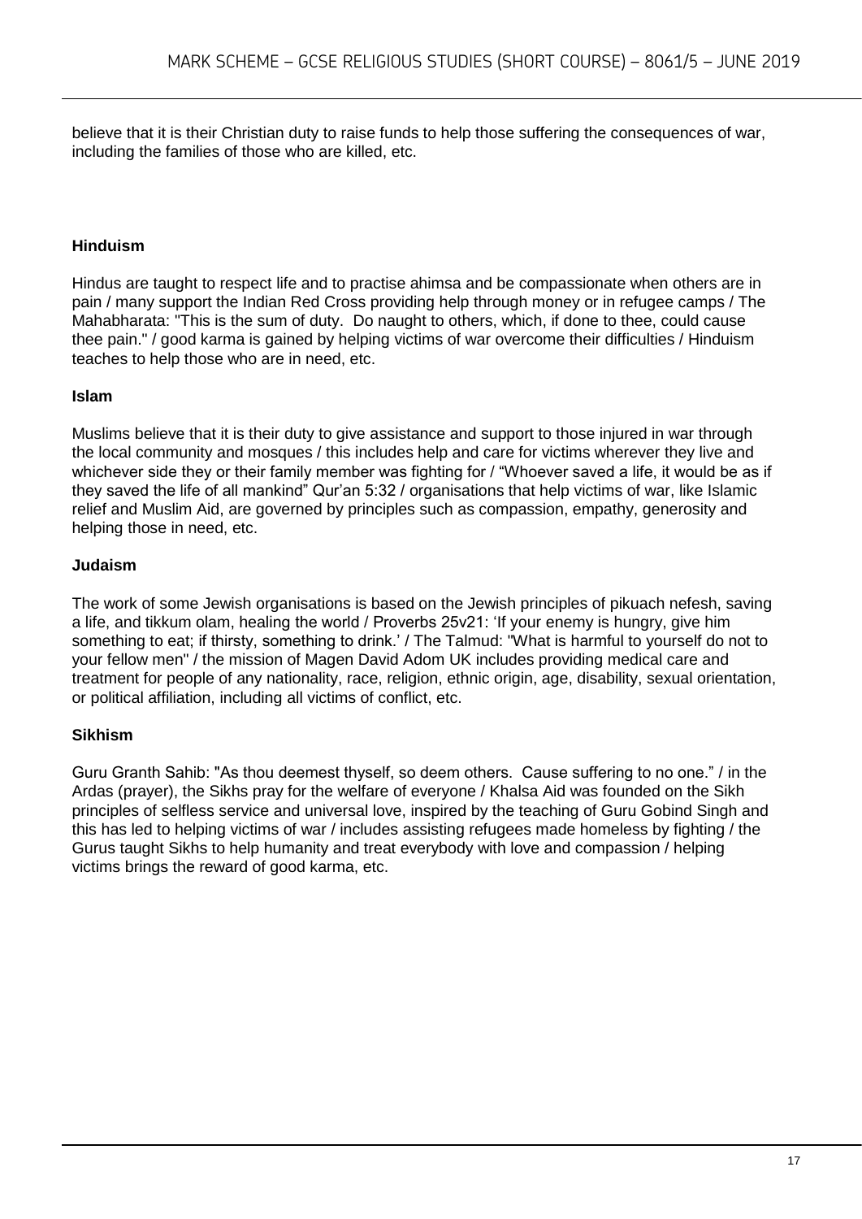believe that it is their Christian duty to raise funds to help those suffering the consequences of war, including the families of those who are killed, etc.

**Hinduism**

Hindus are taught to respect life and to practise ahimsa and be compassionate when others are in pain / many support the Indian Red Cross providing help through money or in refugee camps / The Mahabharata: "This is the sum of duty. Do naught to others, which, if done to thee, could cause thee pain." / good karma is gained by helping victims of war overcome their difficulties / Hinduism teaches to help those who are in need, etc.

**Islam**

Muslims believe that it is their duty to give assistance and support to those injured in war through the local community and mosques / this includes help and care for victims wherever they live and whichever side they or their family member was fighting for / "Whoever saved a life, it would be as if they saved the life of all mankind" Qur'an 5:32 / organisations that help victims of war, like Islamic relief and Muslim Aid, are governed by principles such as compassion, empathy, generosity and helping those in need, etc.

**Judaism**

The work of some Jewish organisations is based on the Jewish principles of pikuach nefesh, saving a life, and tikkum olam, healing the world / Proverbs 25v21: 'If your enemy is hungry, give him something to eat; if thirsty, something to drink.' / The Talmud: "What is harmful to yourself do not to your fellow men" / the mission of Magen David Adom UK includes providing medical care and treatment for people of any nationality, race, religion, ethnic origin, age, disability, sexual orientation, or political affiliation, including all victims of conflict, etc.

**Sikhism**

Guru Granth Sahib: "As thou deemest thyself, so deem others. Cause suffering to no one." / in the Ardas (prayer), the Sikhs pray for the welfare of everyone / Khalsa Aid was founded on the Sikh principles of selfless service and universal love, inspired by the teaching of Guru Gobind Singh and this has led to helping victims of war / includes assisting refugees made homeless by fighting / the Gurus taught Sikhs to help humanity and treat everybody with love and compassion / helping victims brings the reward of good karma, etc.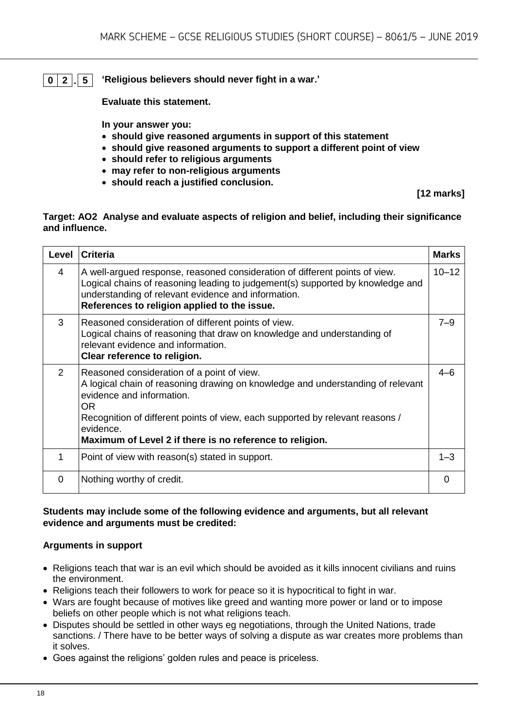**0 2 . 5** **'Religious believers should never fight in a war.'**

**Evaluate this statement.**

**In your answer you:**

- **should give reasoned arguments in support of this statement**
- **should give reasoned arguments to support a different point of view**
- **should refer to religious arguments**
- **may refer to non-religious arguments**
- **should reach a justified conclusion.**

**[12 marks]**

**Target: AO2 Analyse and evaluate aspects of religion and belief, including their significance and influence.**

| Level | Criteria | Marks |
|---|---|---|
| 4 | A well-argued response, reasoned consideration of different points of view. Logical chains of reasoning leading to judgement(s) supported by knowledge and understanding of relevant evidence and information. **References to religion applied to the issue.** | 10–12 |
| 3 | Reasoned consideration of different points of view. Logical chains of reasoning that draw on knowledge and understanding of relevant evidence and information. **Clear reference to religion.** | 7–9 |
| 2 | Reasoned consideration of a point of view. A logical chain of reasoning drawing on knowledge and understanding of relevant evidence and information. OR Recognition of different points of view, each supported by relevant reasons / evidence. **Maximum of Level 2 if there is no reference to religion.** | 4–6 |
| 1 | Point of view with reason(s) stated in support. | 1–3 |
| 0 | Nothing worthy of credit. | 0 |

**Students may include some of the following evidence and arguments, but all relevant evidence and arguments must be credited:**

**Arguments in support**

- Religions teach that war is an evil which should be avoided as it kills innocent civilians and ruins the environment.
- Religions teach their followers to work for peace so it is hypocritical to fight in war.
- Wars are fought because of motives like greed and wanting more power or land or to impose beliefs on other people which is not what religions teach.
- Disputes should be settled in other ways eg negotiations, through the United Nations, trade sanctions. / There have to be better ways of solving a dispute as war creates more problems than it solves.
- Goes against the religions' golden rules and peace is priceless.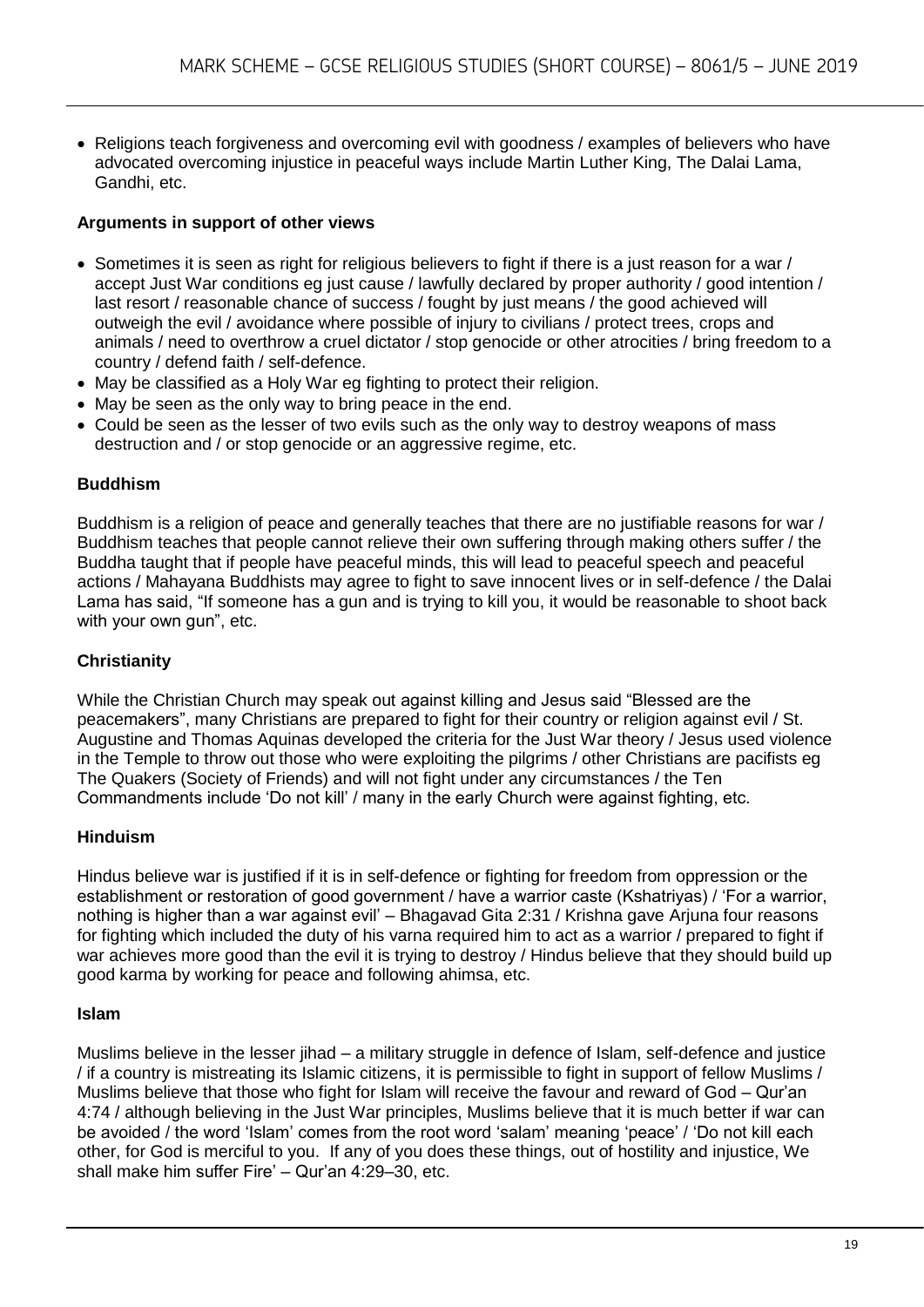- Religions teach forgiveness and overcoming evil with goodness / examples of believers who have advocated overcoming injustice in peaceful ways include Martin Luther King, The Dalai Lama, Gandhi, etc.

**Arguments in support of other views**

- Sometimes it is seen as right for religious believers to fight if there is a just reason for a war / accept Just War conditions eg just cause / lawfully declared by proper authority / good intention / last resort / reasonable chance of success / fought by just means / the good achieved will outweigh the evil / avoidance where possible of injury to civilians / protect trees, crops and animals / need to overthrow a cruel dictator / stop genocide or other atrocities / bring freedom to a country / defend faith / self-defence.
- May be classified as a Holy War eg fighting to protect their religion.
- May be seen as the only way to bring peace in the end.
- Could be seen as the lesser of two evils such as the only way to destroy weapons of mass destruction and / or stop genocide or an aggressive regime, etc.

**Buddhism**

Buddhism is a religion of peace and generally teaches that there are no justifiable reasons for war / Buddhism teaches that people cannot relieve their own suffering through making others suffer / the Buddha taught that if people have peaceful minds, this will lead to peaceful speech and peaceful actions / Mahayana Buddhists may agree to fight to save innocent lives or in self-defence / the Dalai Lama has said, "If someone has a gun and is trying to kill you, it would be reasonable to shoot back with your own gun", etc.

**Christianity**

While the Christian Church may speak out against killing and Jesus said "Blessed are the peacemakers", many Christians are prepared to fight for their country or religion against evil / St. Augustine and Thomas Aquinas developed the criteria for the Just War theory / Jesus used violence in the Temple to throw out those who were exploiting the pilgrims / other Christians are pacifists eg The Quakers (Society of Friends) and will not fight under any circumstances / the Ten Commandments include 'Do not kill' / many in the early Church were against fighting, etc.

**Hinduism**

Hindus believe war is justified if it is in self-defence or fighting for freedom from oppression or the establishment or restoration of good government / have a warrior caste (Kshatriyas) / 'For a warrior, nothing is higher than a war against evil' – Bhagavad Gita 2:31 / Krishna gave Arjuna four reasons for fighting which included the duty of his varna required him to act as a warrior / prepared to fight if war achieves more good than the evil it is trying to destroy / Hindus believe that they should build up good karma by working for peace and following ahimsa, etc.

**Islam**

Muslims believe in the lesser jihad – a military struggle in defence of Islam, self-defence and justice / if a country is mistreating its Islamic citizens, it is permissible to fight in support of fellow Muslims / Muslims believe that those who fight for Islam will receive the favour and reward of God – Qur'an 4:74 / although believing in the Just War principles, Muslims believe that it is much better if war can be avoided / the word 'Islam' comes from the root word 'salam' meaning 'peace' / 'Do not kill each other, for God is merciful to you. If any of you does these things, out of hostility and injustice, We shall make him suffer Fire' – Qur'an 4:29–30, etc.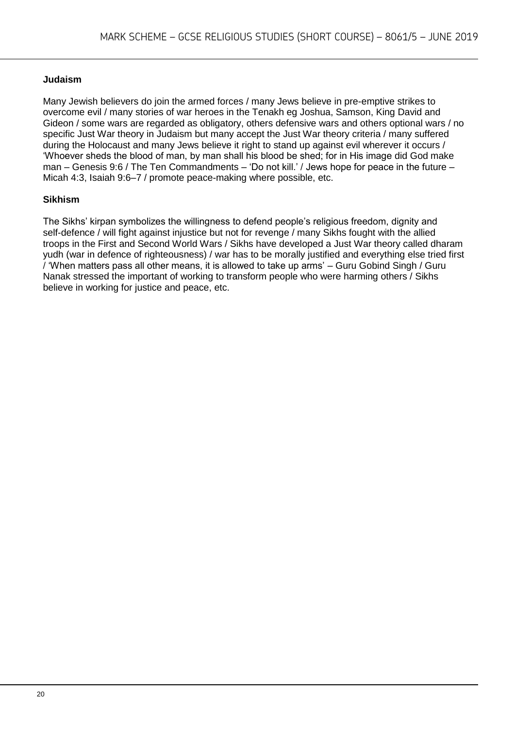**Judaism**

Many Jewish believers do join the armed forces / many Jews believe in pre-emptive strikes to overcome evil / many stories of war heroes in the Tenakh eg Joshua, Samson, King David and Gideon / some wars are regarded as obligatory, others defensive wars and others optional wars / no specific Just War theory in Judaism but many accept the Just War theory criteria / many suffered during the Holocaust and many Jews believe it right to stand up against evil wherever it occurs / 'Whoever sheds the blood of man, by man shall his blood be shed; for in His image did God make man – Genesis 9:6 / The Ten Commandments – 'Do not kill.' / Jews hope for peace in the future – Micah 4:3, Isaiah 9:6–7 / promote peace-making where possible, etc.

**Sikhism**

The Sikhs' kirpan symbolizes the willingness to defend people's religious freedom, dignity and self-defence / will fight against injustice but not for revenge / many Sikhs fought with the allied troops in the First and Second World Wars / Sikhs have developed a Just War theory called dharam yudh (war in defence of righteousness) / war has to be morally justified and everything else tried first / 'When matters pass all other means, it is allowed to take up arms' – Guru Gobind Singh / Guru Nanak stressed the important of working to transform people who were harming others / Sikhs believe in working for justice and peace, etc.